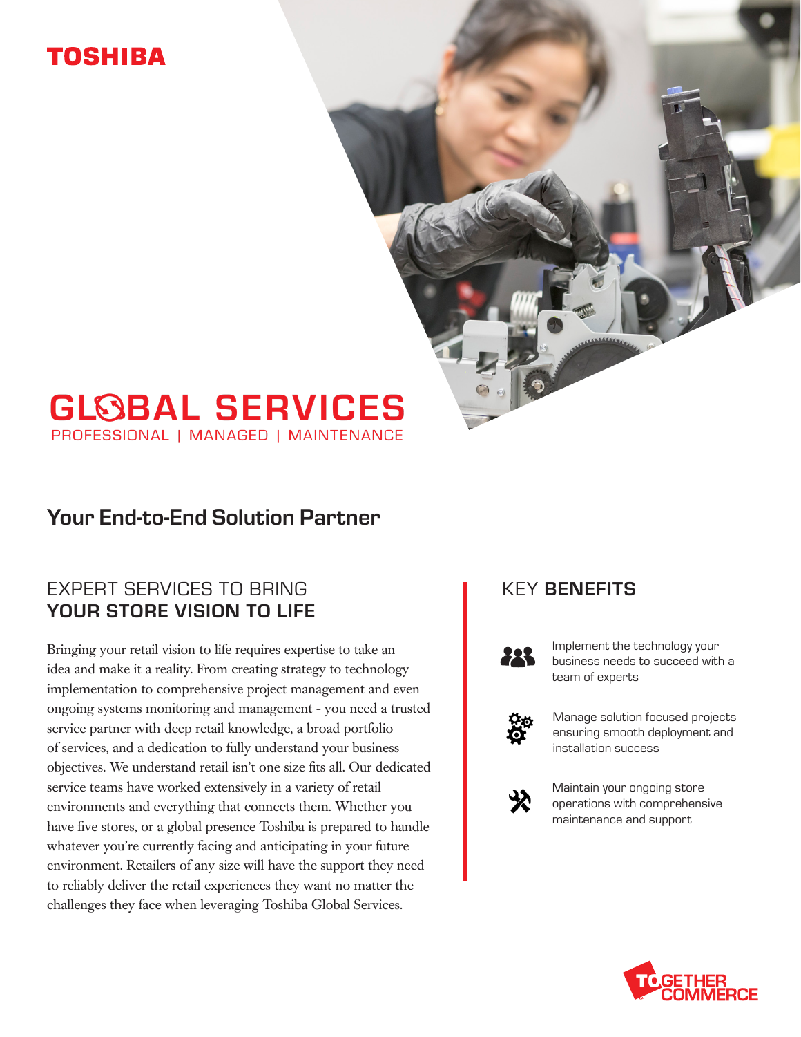TOSHIBA

# GLOBAL SERVICES

PROFESSIONAL | MANAGED | MAINTENANCE

## Your End-to-End Solution Partner

### EXPERT SERVICES TO BRING **YOUR STORE VISION TO LIFE**

Bringing your retail vision to life requires expertise to take an idea and make it a reality. From creating strategy to technology implementation to comprehensive project management and even ongoing systems monitoring and management - you need a trusted service partner with deep retail knowledge, a broad portfolio of services, and a dedication to fully understand your business objectives. We understand retail isn't one size fits all. Our dedicated service teams have worked extensively in a variety of retail environments and everything that connects them. Whether you have five stores, or a global presence Toshiba is prepared to handle whatever you're currently facing and anticipating in your future environment. Retailers of any size will have the support they need to reliably deliver the retail experiences they want no matter the challenges they face when leveraging Toshiba Global Services.

### KEY **BENEFITS**

- Implement the technology your business needs to succeed with a team of experts
- Manage solution focused projects ensuring smooth deployment and installation success
- Maintain your ongoing store operations with comprehensive maintenance and support

TOGETHER COMMERCE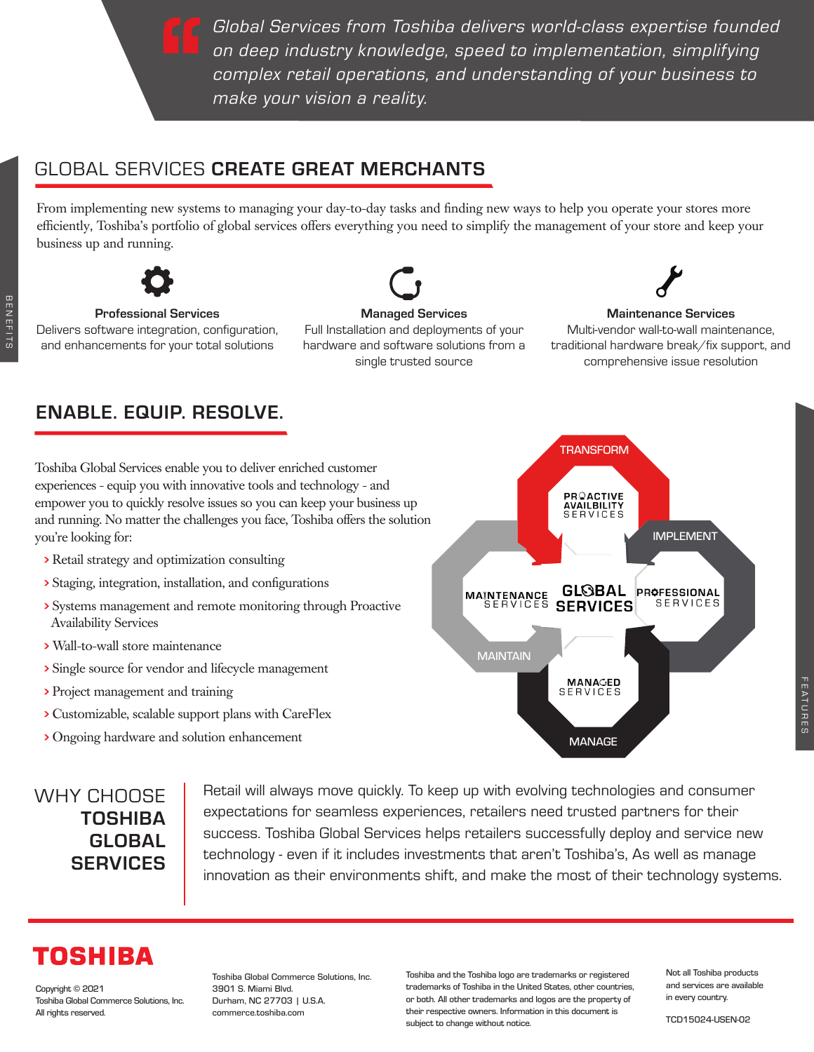> *Global Services from Toshiba delivers world-class expertise founded on deep industry knowledge, speed to implementation, simplifying complex retail operations, and understanding of your business to make your vision a reality.*

## GLOBAL SERVICES **CREATE GREAT MERCHANTS**

From implementing new systems to managing your day-to-day tasks and finding new ways to help you operate your stores more efficiently, Toshiba's portfolio of global services offers everything you need to simplify the management of your store and keep your business up and running.

**Professional Services**
Delivers software integration, configuration, and enhancements for your total solutions

**Managed Services**
Full Installation and deployments of your hardware and software solutions from a single trusted source

**Maintenance Services**
Multi-vendor wall-to-wall maintenance, traditional hardware break/fix support, and comprehensive issue resolution

## ENABLE. EQUIP. RESOLVE.

Toshiba Global Services enable you to deliver enriched customer experiences - equip you with innovative tools and technology - and empower you to quickly resolve issues so you can keep your business up and running. No matter the challenges you face, Toshiba offers the solution you're looking for:

- Retail strategy and optimization consulting
- Staging, integration, installation, and configurations
- Systems management and remote monitoring through Proactive Availability Services
- Wall-to-wall store maintenance
- Single source for vendor and lifecycle management
- Project management and training
- Customizable, scalable support plans with CareFlex
- Ongoing hardware and solution enhancement

TRANSFORM
PROACTIVE AVAILBILITY SERVICES
IMPLEMENT
MAINTENANCE SERVICES
GLOBAL SERVICES
PROFESSIONAL SERVICES
MAINTAIN
MANAGED SERVICES
MANAGE

## WHY CHOOSE **TOSHIBA GLOBAL SERVICES**

Retail will always move quickly. To keep up with evolving technologies and consumer expectations for seamless experiences, retailers need trusted partners for their success. Toshiba Global Services helps retailers successfully deploy and service new technology - even if it includes investments that aren't Toshiba's, As well as manage innovation as their environments shift, and make the most of their technology systems.

**TOSHIBA**

Copyright © 2021
Toshiba Global Commerce Solutions, Inc.
All rights reserved.

Toshiba Global Commerce Solutions, Inc.
3901 S. Miami Blvd.
Durham, NC 27703 | U.S.A.
commerce.toshiba.com

Toshiba and the Toshiba logo are trademarks or registered trademarks of Toshiba in the United States, other countries, or both. All other trademarks and logos are the property of their respective owners. Information in this document is subject to change without notice.

Not all Toshiba products and services are available in every country.

TCD15024-USEN-02